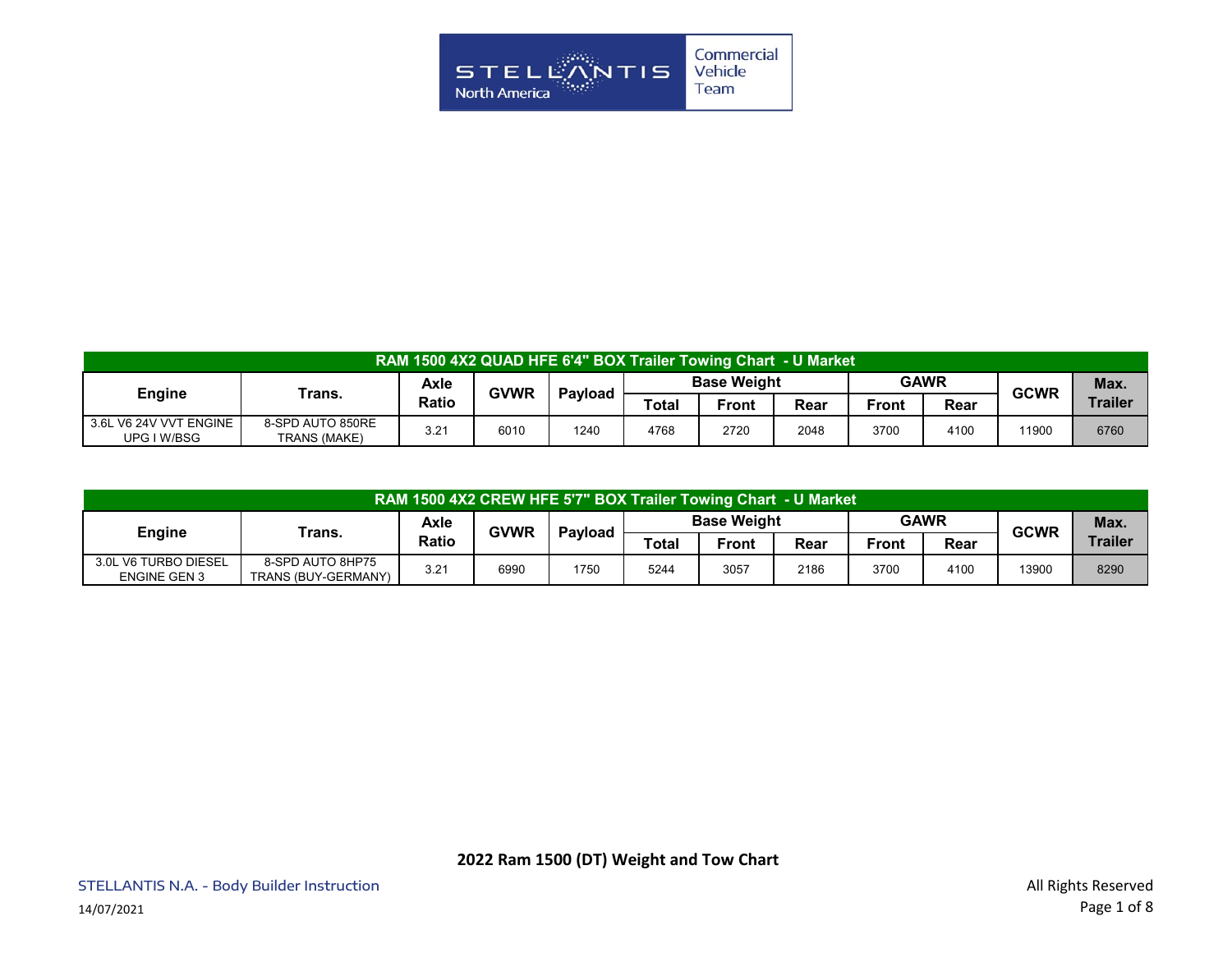| RAM 1500 4X2 QUAD HFE 6'4" BOX Trailer Towing Chart - U Market | | | | | | | | | | | |
|---|---|---|---|---|---|---|---|---|---|---|---|
| Engine | Trans. | Axle Ratio | GVWR | Payload | Base Weight | | | GAWR | | GCWR | Max. Trailer |
| | | | | | Total | Front | Rear | Front | Rear | | |
| 3.6L V6 24V VVT ENGINE UPG I W/BSG | 8-SPD AUTO 850RE TRANS (MAKE) | 3.21 | 6010 | 1240 | 4768 | 2720 | 2048 | 3700 | 4100 | 11900 | 6760 |

| RAM 1500 4X2 CREW HFE 5'7" BOX Trailer Towing Chart - U Market | | | | | | | | | | | |
|---|---|---|---|---|---|---|---|---|---|---|---|
| Engine | Trans. | Axle Ratio | GVWR | Payload | Base Weight | | | GAWR | | GCWR | Max. Trailer |
| | | | | | Total | Front | Rear | Front | Rear | | |
| 3.0L V6 TURBO DIESEL ENGINE GEN 3 | 8-SPD AUTO 8HP75 TRANS (BUY-GERMANY) | 3.21 | 6990 | 1750 | 5244 | 3057 | 2186 | 3700 | 4100 | 13900 | 8290 |

**2022 Ram 1500 (DT) Weight and Tow Chart**

STELLANTIS N.A. - Body Builder Instruction

14/07/2021

All Rights Reserved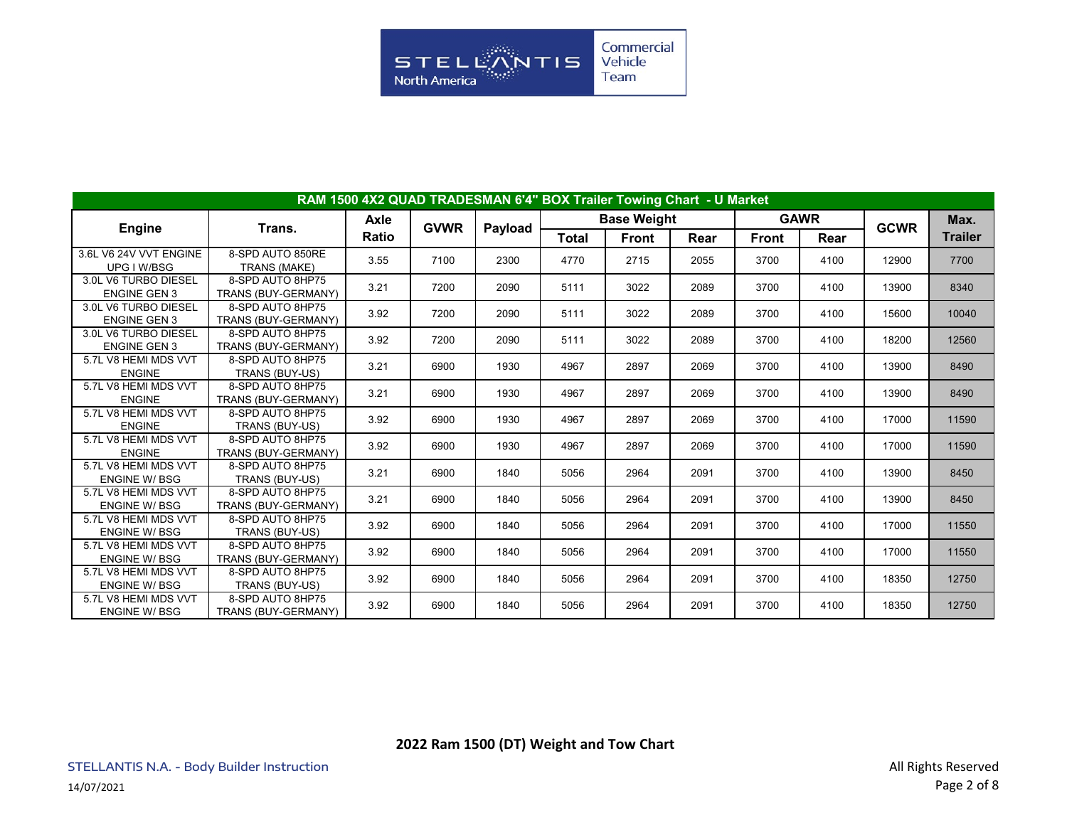## RAM 1500 4X2 QUAD TRADESMAN 6'4" BOX Trailer Towing Chart - U Market

| Engine | Trans. | Axle Ratio | GVWR | Payload | Base Weight | | | GAWR | | GCWR | Max. Trailer |
|---|---|---|---|---|---|---|---|---|---|---|---|
| | | | | | Total | Front | Rear | Front | Rear | | |
| 3.6L V6 24V VVT ENGINE UPG I W/BSG | 8-SPD AUTO 850RE TRANS (MAKE) | 3.55 | 7100 | 2300 | 4770 | 2715 | 2055 | 3700 | 4100 | 12900 | 7700 |
| 3.0L V6 TURBO DIESEL ENGINE GEN 3 | 8-SPD AUTO 8HP75 TRANS (BUY-GERMANY) | 3.21 | 7200 | 2090 | 5111 | 3022 | 2089 | 3700 | 4100 | 13900 | 8340 |
| 3.0L V6 TURBO DIESEL ENGINE GEN 3 | 8-SPD AUTO 8HP75 TRANS (BUY-GERMANY) | 3.92 | 7200 | 2090 | 5111 | 3022 | 2089 | 3700 | 4100 | 15600 | 10040 |
| 3.0L V6 TURBO DIESEL ENGINE GEN 3 | 8-SPD AUTO 8HP75 TRANS (BUY-GERMANY) | 3.92 | 7200 | 2090 | 5111 | 3022 | 2089 | 3700 | 4100 | 18200 | 12560 |
| 5.7L V8 HEMI MDS VVT ENGINE | 8-SPD AUTO 8HP75 TRANS (BUY-US) | 3.21 | 6900 | 1930 | 4967 | 2897 | 2069 | 3700 | 4100 | 13900 | 8490 |
| 5.7L V8 HEMI MDS VVT ENGINE | 8-SPD AUTO 8HP75 TRANS (BUY-GERMANY) | 3.21 | 6900 | 1930 | 4967 | 2897 | 2069 | 3700 | 4100 | 13900 | 8490 |
| 5.7L V8 HEMI MDS VVT ENGINE | 8-SPD AUTO 8HP75 TRANS (BUY-US) | 3.92 | 6900 | 1930 | 4967 | 2897 | 2069 | 3700 | 4100 | 17000 | 11590 |
| 5.7L V8 HEMI MDS VVT ENGINE | 8-SPD AUTO 8HP75 TRANS (BUY-GERMANY) | 3.92 | 6900 | 1930 | 4967 | 2897 | 2069 | 3700 | 4100 | 17000 | 11590 |
| 5.7L V8 HEMI MDS VVT ENGINE W/ BSG | 8-SPD AUTO 8HP75 TRANS (BUY-US) | 3.21 | 6900 | 1840 | 5056 | 2964 | 2091 | 3700 | 4100 | 13900 | 8450 |
| 5.7L V8 HEMI MDS VVT ENGINE W/ BSG | 8-SPD AUTO 8HP75 TRANS (BUY-GERMANY) | 3.21 | 6900 | 1840 | 5056 | 2964 | 2091 | 3700 | 4100 | 13900 | 8450 |
| 5.7L V8 HEMI MDS VVT ENGINE W/ BSG | 8-SPD AUTO 8HP75 TRANS (BUY-US) | 3.92 | 6900 | 1840 | 5056 | 2964 | 2091 | 3700 | 4100 | 17000 | 11550 |
| 5.7L V8 HEMI MDS VVT ENGINE W/ BSG | 8-SPD AUTO 8HP75 TRANS (BUY-GERMANY) | 3.92 | 6900 | 1840 | 5056 | 2964 | 2091 | 3700 | 4100 | 17000 | 11550 |
| 5.7L V8 HEMI MDS VVT ENGINE W/ BSG | 8-SPD AUTO 8HP75 TRANS (BUY-US) | 3.92 | 6900 | 1840 | 5056 | 2964 | 2091 | 3700 | 4100 | 18350 | 12750 |
| 5.7L V8 HEMI MDS VVT ENGINE W/ BSG | 8-SPD AUTO 8HP75 TRANS (BUY-GERMANY) | 3.92 | 6900 | 1840 | 5056 | 2964 | 2091 | 3700 | 4100 | 18350 | 12750 |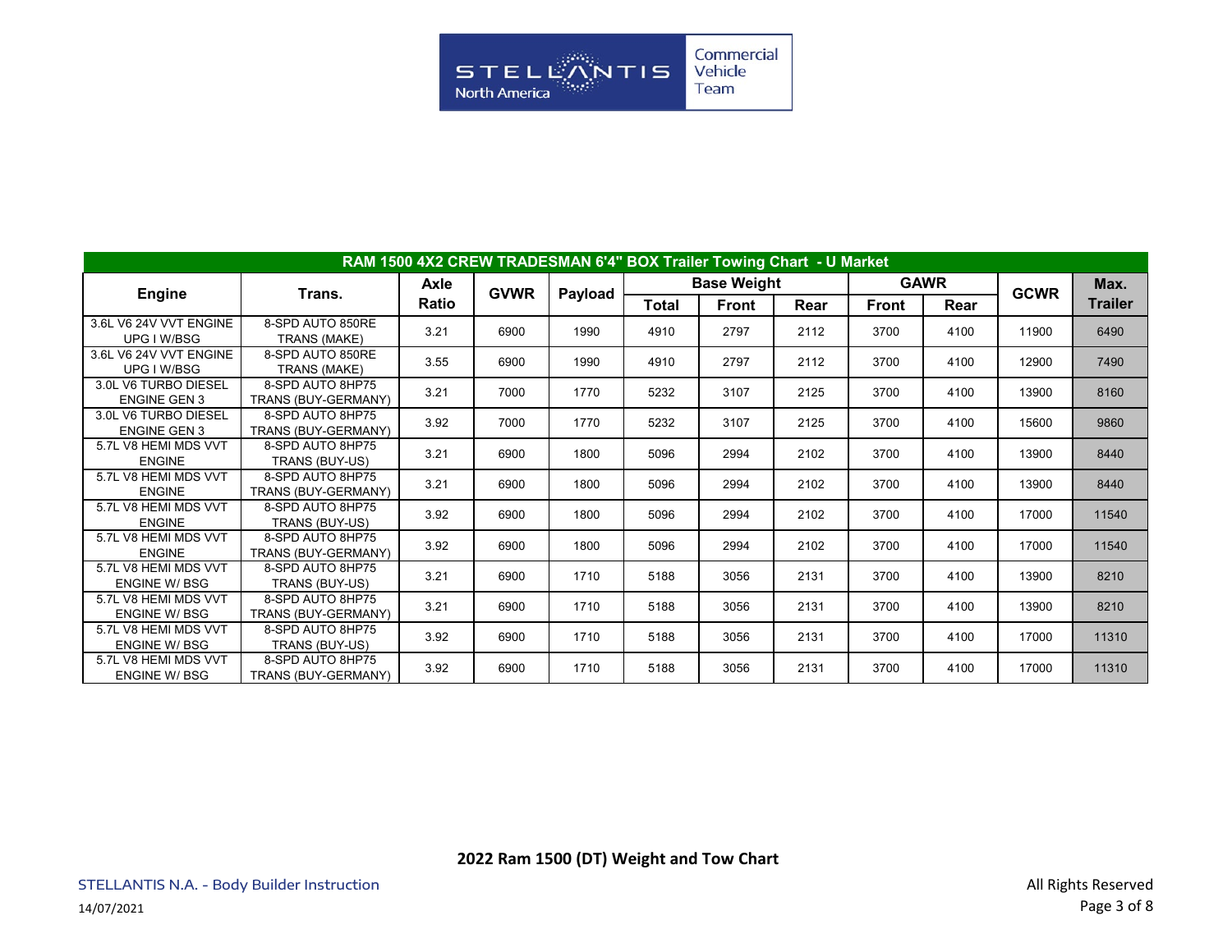## RAM 1500 4X2 CREW TRADESMAN 6'4" BOX Trailer Towing Chart - U Market

| Engine | Trans. | Axle Ratio | GVWR | Payload | Base Weight | | | GAWR | | GCWR | Max. Trailer |
|---|---|---|---|---|---|---|---|---|---|---|---|
| | | | | | Total | Front | Rear | Front | Rear | | |
| 3.6L V6 24V VVT ENGINE UPG I W/BSG | 8-SPD AUTO 850RE TRANS (MAKE) | 3.21 | 6900 | 1990 | 4910 | 2797 | 2112 | 3700 | 4100 | 11900 | 6490 |
| 3.6L V6 24V VVT ENGINE UPG I W/BSG | 8-SPD AUTO 850RE TRANS (MAKE) | 3.55 | 6900 | 1990 | 4910 | 2797 | 2112 | 3700 | 4100 | 12900 | 7490 |
| 3.0L V6 TURBO DIESEL ENGINE GEN 3 | 8-SPD AUTO 8HP75 TRANS (BUY-GERMANY) | 3.21 | 7000 | 1770 | 5232 | 3107 | 2125 | 3700 | 4100 | 13900 | 8160 |
| 3.0L V6 TURBO DIESEL ENGINE GEN 3 | 8-SPD AUTO 8HP75 TRANS (BUY-GERMANY) | 3.92 | 7000 | 1770 | 5232 | 3107 | 2125 | 3700 | 4100 | 15600 | 9860 |
| 5.7L V8 HEMI MDS VVT ENGINE | 8-SPD AUTO 8HP75 TRANS (BUY-US) | 3.21 | 6900 | 1800 | 5096 | 2994 | 2102 | 3700 | 4100 | 13900 | 8440 |
| 5.7L V8 HEMI MDS VVT ENGINE | 8-SPD AUTO 8HP75 TRANS (BUY-GERMANY) | 3.21 | 6900 | 1800 | 5096 | 2994 | 2102 | 3700 | 4100 | 13900 | 8440 |
| 5.7L V8 HEMI MDS VVT ENGINE | 8-SPD AUTO 8HP75 TRANS (BUY-US) | 3.92 | 6900 | 1800 | 5096 | 2994 | 2102 | 3700 | 4100 | 17000 | 11540 |
| 5.7L V8 HEMI MDS VVT ENGINE | 8-SPD AUTO 8HP75 TRANS (BUY-GERMANY) | 3.92 | 6900 | 1800 | 5096 | 2994 | 2102 | 3700 | 4100 | 17000 | 11540 |
| 5.7L V8 HEMI MDS VVT ENGINE W/ BSG | 8-SPD AUTO 8HP75 TRANS (BUY-US) | 3.21 | 6900 | 1710 | 5188 | 3056 | 2131 | 3700 | 4100 | 13900 | 8210 |
| 5.7L V8 HEMI MDS VVT ENGINE W/ BSG | 8-SPD AUTO 8HP75 TRANS (BUY-GERMANY) | 3.21 | 6900 | 1710 | 5188 | 3056 | 2131 | 3700 | 4100 | 13900 | 8210 |
| 5.7L V8 HEMI MDS VVT ENGINE W/ BSG | 8-SPD AUTO 8HP75 TRANS (BUY-US) | 3.92 | 6900 | 1710 | 5188 | 3056 | 2131 | 3700 | 4100 | 17000 | 11310 |
| 5.7L V8 HEMI MDS VVT ENGINE W/ BSG | 8-SPD AUTO 8HP75 TRANS (BUY-GERMANY) | 3.92 | 6900 | 1710 | 5188 | 3056 | 2131 | 3700 | 4100 | 17000 | 11310 |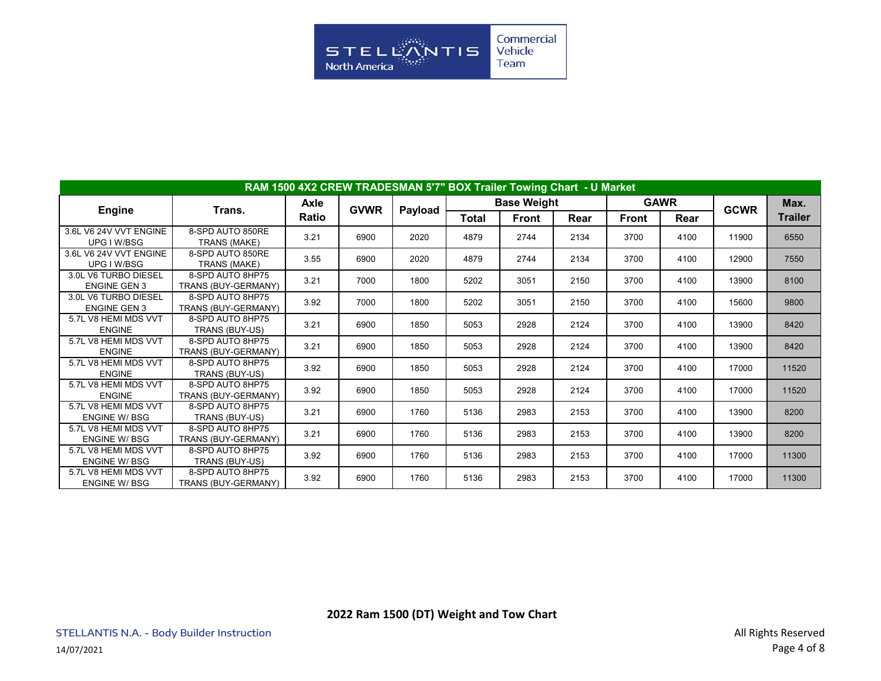Stellantis North America Commercial Vehicle Team

| RAM 1500 4X2 CREW TRADESMAN 5'7" BOX Trailer Towing Chart - U Market | | | | | | | | | | | |
|---|---|---|---|---|---|---|---|---|---|---|---|
| Engine | Trans. | Axle Ratio | GVWR | Payload | Base Weight | | | GAWR | | GCWR | Max. Trailer |
| | | | | | Total | Front | Rear | Front | Rear | | |
| 3.6L V6 24V VVT ENGINE UPG I W/BSG | 8-SPD AUTO 850RE TRANS (MAKE) | 3.21 | 6900 | 2020 | 4879 | 2744 | 2134 | 3700 | 4100 | 11900 | 6550 |
| 3.6L V6 24V VVT ENGINE UPG I W/BSG | 8-SPD AUTO 850RE TRANS (MAKE) | 3.55 | 6900 | 2020 | 4879 | 2744 | 2134 | 3700 | 4100 | 12900 | 7550 |
| 3.0L V6 TURBO DIESEL ENGINE GEN 3 | 8-SPD AUTO 8HP75 TRANS (BUY-GERMANY) | 3.21 | 7000 | 1800 | 5202 | 3051 | 2150 | 3700 | 4100 | 13900 | 8100 |
| 3.0L V6 TURBO DIESEL ENGINE GEN 3 | 8-SPD AUTO 8HP75 TRANS (BUY-GERMANY) | 3.92 | 7000 | 1800 | 5202 | 3051 | 2150 | 3700 | 4100 | 15600 | 9800 |
| 5.7L V8 HEMI MDS VVT ENGINE | 8-SPD AUTO 8HP75 TRANS (BUY-US) | 3.21 | 6900 | 1850 | 5053 | 2928 | 2124 | 3700 | 4100 | 13900 | 8420 |
| 5.7L V8 HEMI MDS VVT ENGINE | 8-SPD AUTO 8HP75 TRANS (BUY-GERMANY) | 3.21 | 6900 | 1850 | 5053 | 2928 | 2124 | 3700 | 4100 | 13900 | 8420 |
| 5.7L V8 HEMI MDS VVT ENGINE | 8-SPD AUTO 8HP75 TRANS (BUY-US) | 3.92 | 6900 | 1850 | 5053 | 2928 | 2124 | 3700 | 4100 | 17000 | 11520 |
| 5.7L V8 HEMI MDS VVT ENGINE | 8-SPD AUTO 8HP75 TRANS (BUY-GERMANY) | 3.92 | 6900 | 1850 | 5053 | 2928 | 2124 | 3700 | 4100 | 17000 | 11520 |
| 5.7L V8 HEMI MDS VVT ENGINE W/ BSG | 8-SPD AUTO 8HP75 TRANS (BUY-US) | 3.21 | 6900 | 1760 | 5136 | 2983 | 2153 | 3700 | 4100 | 13900 | 8200 |
| 5.7L V8 HEMI MDS VVT ENGINE W/ BSG | 8-SPD AUTO 8HP75 TRANS (BUY-GERMANY) | 3.21 | 6900 | 1760 | 5136 | 2983 | 2153 | 3700 | 4100 | 13900 | 8200 |
| 5.7L V8 HEMI MDS VVT ENGINE W/ BSG | 8-SPD AUTO 8HP75 TRANS (BUY-US) | 3.92 | 6900 | 1760 | 5136 | 2983 | 2153 | 3700 | 4100 | 17000 | 11300 |
| 5.7L V8 HEMI MDS VVT ENGINE W/ BSG | 8-SPD AUTO 8HP75 TRANS (BUY-GERMANY) | 3.92 | 6900 | 1760 | 5136 | 2983 | 2153 | 3700 | 4100 | 17000 | 11300 |

**2022 Ram 1500 (DT) Weight and Tow Chart**

STELLANTIS N.A. - Body Builder Instruction

14/07/2021

All Rights Reserved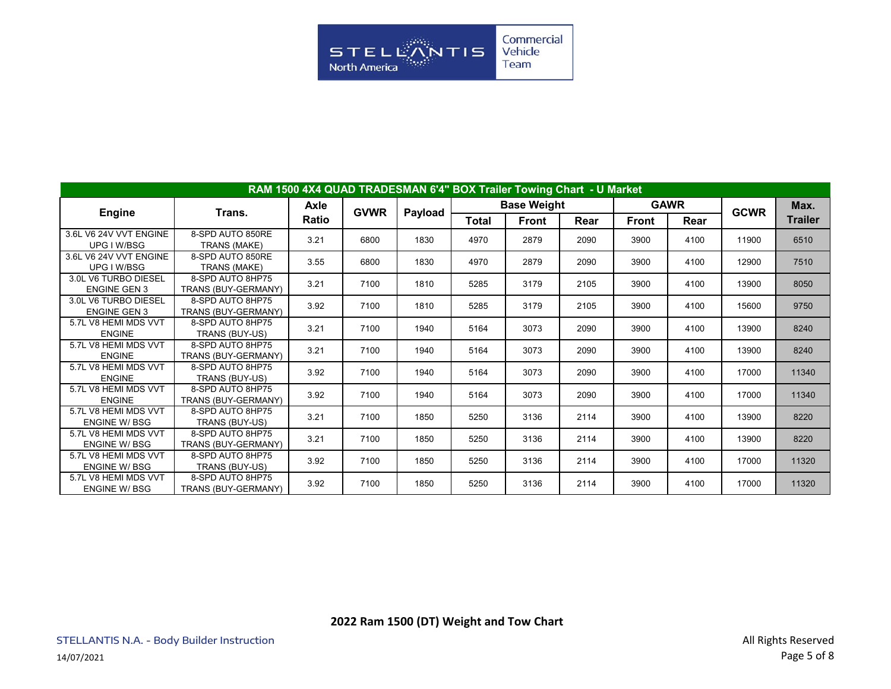# RAM 1500 4X4 QUAD TRADESMAN 6'4" BOX Trailer Towing Chart - U Market

| Engine | Trans. | Axle Ratio | GVWR | Payload | Base Weight | | | GAWR | | GCWR | Max. Trailer |
|---|---|---|---|---|---|---|---|---|---|---|---|
| | | | | | Total | Front | Rear | Front | Rear | | |
| 3.6L V6 24V VVT ENGINE UPG I W/BSG | 8-SPD AUTO 850RE TRANS (MAKE) | 3.21 | 6800 | 1830 | 4970 | 2879 | 2090 | 3900 | 4100 | 11900 | 6510 |
| 3.6L V6 24V VVT ENGINE UPG I W/BSG | 8-SPD AUTO 850RE TRANS (MAKE) | 3.55 | 6800 | 1830 | 4970 | 2879 | 2090 | 3900 | 4100 | 12900 | 7510 |
| 3.0L V6 TURBO DIESEL ENGINE GEN 3 | 8-SPD AUTO 8HP75 TRANS (BUY-GERMANY) | 3.21 | 7100 | 1810 | 5285 | 3179 | 2105 | 3900 | 4100 | 13900 | 8050 |
| 3.0L V6 TURBO DIESEL ENGINE GEN 3 | 8-SPD AUTO 8HP75 TRANS (BUY-GERMANY) | 3.92 | 7100 | 1810 | 5285 | 3179 | 2105 | 3900 | 4100 | 15600 | 9750 |
| 5.7L V8 HEMI MDS VVT ENGINE | 8-SPD AUTO 8HP75 TRANS (BUY-US) | 3.21 | 7100 | 1940 | 5164 | 3073 | 2090 | 3900 | 4100 | 13900 | 8240 |
| 5.7L V8 HEMI MDS VVT ENGINE | 8-SPD AUTO 8HP75 TRANS (BUY-GERMANY) | 3.21 | 7100 | 1940 | 5164 | 3073 | 2090 | 3900 | 4100 | 13900 | 8240 |
| 5.7L V8 HEMI MDS VVT ENGINE | 8-SPD AUTO 8HP75 TRANS (BUY-US) | 3.92 | 7100 | 1940 | 5164 | 3073 | 2090 | 3900 | 4100 | 17000 | 11340 |
| 5.7L V8 HEMI MDS VVT ENGINE | 8-SPD AUTO 8HP75 TRANS (BUY-GERMANY) | 3.92 | 7100 | 1940 | 5164 | 3073 | 2090 | 3900 | 4100 | 17000 | 11340 |
| 5.7L V8 HEMI MDS VVT ENGINE W/ BSG | 8-SPD AUTO 8HP75 TRANS (BUY-US) | 3.21 | 7100 | 1850 | 5250 | 3136 | 2114 | 3900 | 4100 | 13900 | 8220 |
| 5.7L V8 HEMI MDS VVT ENGINE W/ BSG | 8-SPD AUTO 8HP75 TRANS (BUY-GERMANY) | 3.21 | 7100 | 1850 | 5250 | 3136 | 2114 | 3900 | 4100 | 13900 | 8220 |
| 5.7L V8 HEMI MDS VVT ENGINE W/ BSG | 8-SPD AUTO 8HP75 TRANS (BUY-US) | 3.92 | 7100 | 1850 | 5250 | 3136 | 2114 | 3900 | 4100 | 17000 | 11320 |
| 5.7L V8 HEMI MDS VVT ENGINE W/ BSG | 8-SPD AUTO 8HP75 TRANS (BUY-GERMANY) | 3.92 | 7100 | 1850 | 5250 | 3136 | 2114 | 3900 | 4100 | 17000 | 11320 |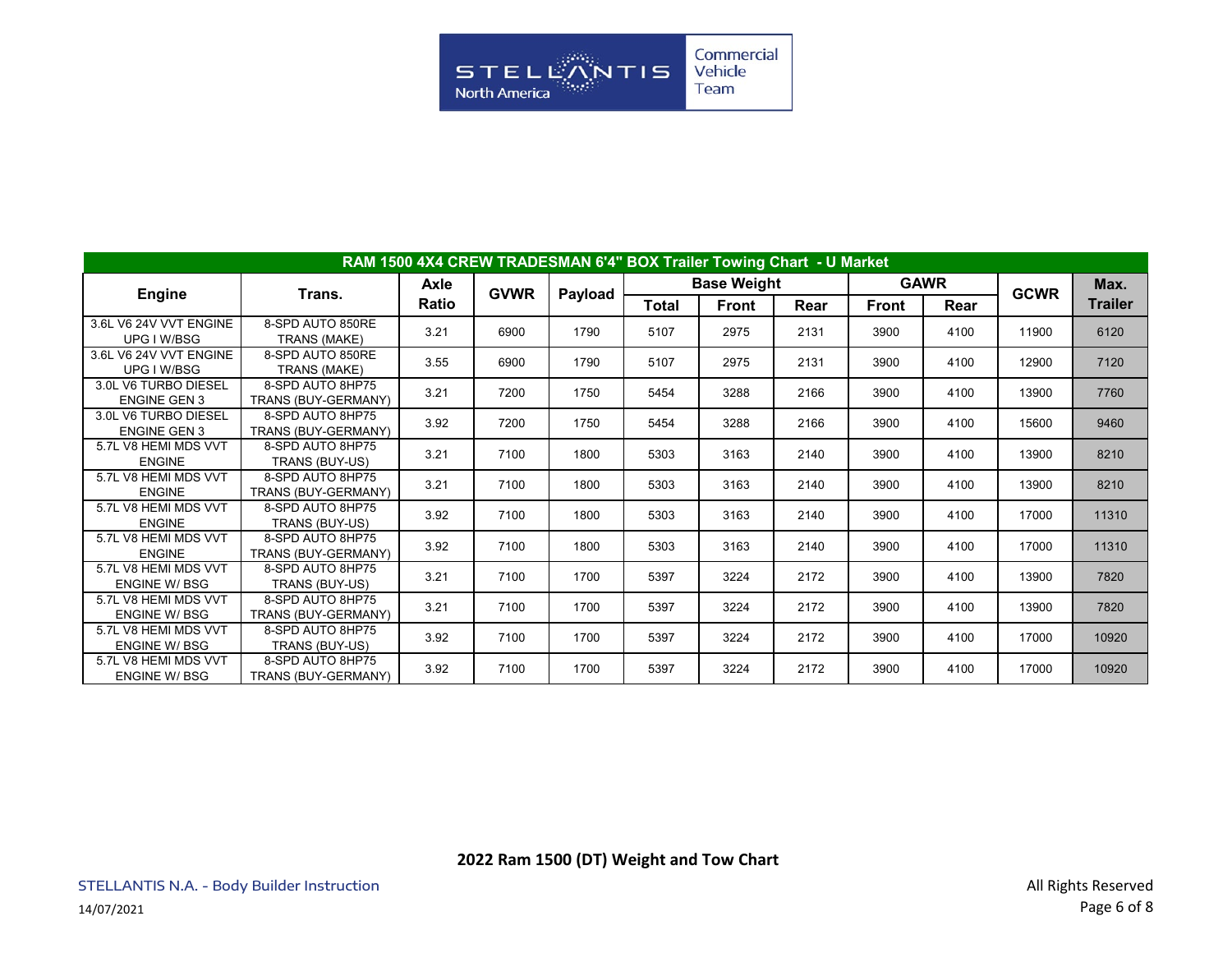Stellantis North America Commercial Vehicle Team

| RAM 1500 4X4 CREW TRADESMAN 6'4" BOX Trailer Towing Chart - U Market | | | | | | | | | | | |
|---|---|---|---|---|---|---|---|---|---|---|---|
| Engine | Trans. | Axle Ratio | GVWR | Payload | Base Weight | | | GAWR | | GCWR | Max. Trailer |
| | | | | | Total | Front | Rear | Front | Rear | | |
| 3.6L V6 24V VVT ENGINE UPG I W/BSG | 8-SPD AUTO 850RE TRANS (MAKE) | 3.21 | 6900 | 1790 | 5107 | 2975 | 2131 | 3900 | 4100 | 11900 | 6120 |
| 3.6L V6 24V VVT ENGINE UPG I W/BSG | 8-SPD AUTO 850RE TRANS (MAKE) | 3.55 | 6900 | 1790 | 5107 | 2975 | 2131 | 3900 | 4100 | 12900 | 7120 |
| 3.0L V6 TURBO DIESEL ENGINE GEN 3 | 8-SPD AUTO 8HP75 TRANS (BUY-GERMANY) | 3.21 | 7200 | 1750 | 5454 | 3288 | 2166 | 3900 | 4100 | 13900 | 7760 |
| 3.0L V6 TURBO DIESEL ENGINE GEN 3 | 8-SPD AUTO 8HP75 TRANS (BUY-GERMANY) | 3.92 | 7200 | 1750 | 5454 | 3288 | 2166 | 3900 | 4100 | 15600 | 9460 |
| 5.7L V8 HEMI MDS VVT ENGINE | 8-SPD AUTO 8HP75 TRANS (BUY-US) | 3.21 | 7100 | 1800 | 5303 | 3163 | 2140 | 3900 | 4100 | 13900 | 8210 |
| 5.7L V8 HEMI MDS VVT ENGINE | 8-SPD AUTO 8HP75 TRANS (BUY-GERMANY) | 3.21 | 7100 | 1800 | 5303 | 3163 | 2140 | 3900 | 4100 | 13900 | 8210 |
| 5.7L V8 HEMI MDS VVT ENGINE | 8-SPD AUTO 8HP75 TRANS (BUY-US) | 3.92 | 7100 | 1800 | 5303 | 3163 | 2140 | 3900 | 4100 | 17000 | 11310 |
| 5.7L V8 HEMI MDS VVT ENGINE | 8-SPD AUTO 8HP75 TRANS (BUY-GERMANY) | 3.92 | 7100 | 1800 | 5303 | 3163 | 2140 | 3900 | 4100 | 17000 | 11310 |
| 5.7L V8 HEMI MDS VVT ENGINE W/ BSG | 8-SPD AUTO 8HP75 TRANS (BUY-US) | 3.21 | 7100 | 1700 | 5397 | 3224 | 2172 | 3900 | 4100 | 13900 | 7820 |
| 5.7L V8 HEMI MDS VVT ENGINE W/ BSG | 8-SPD AUTO 8HP75 TRANS (BUY-GERMANY) | 3.21 | 7100 | 1700 | 5397 | 3224 | 2172 | 3900 | 4100 | 13900 | 7820 |
| 5.7L V8 HEMI MDS VVT ENGINE W/ BSG | 8-SPD AUTO 8HP75 TRANS (BUY-US) | 3.92 | 7100 | 1700 | 5397 | 3224 | 2172 | 3900 | 4100 | 17000 | 10920 |
| 5.7L V8 HEMI MDS VVT ENGINE W/ BSG | 8-SPD AUTO 8HP75 TRANS (BUY-GERMANY) | 3.92 | 7100 | 1700 | 5397 | 3224 | 2172 | 3900 | 4100 | 17000 | 10920 |

**2022 Ram 1500 (DT) Weight and Tow Chart**

STELLANTIS N.A. - Body Builder Instruction

14/07/2021

All Rights Reserved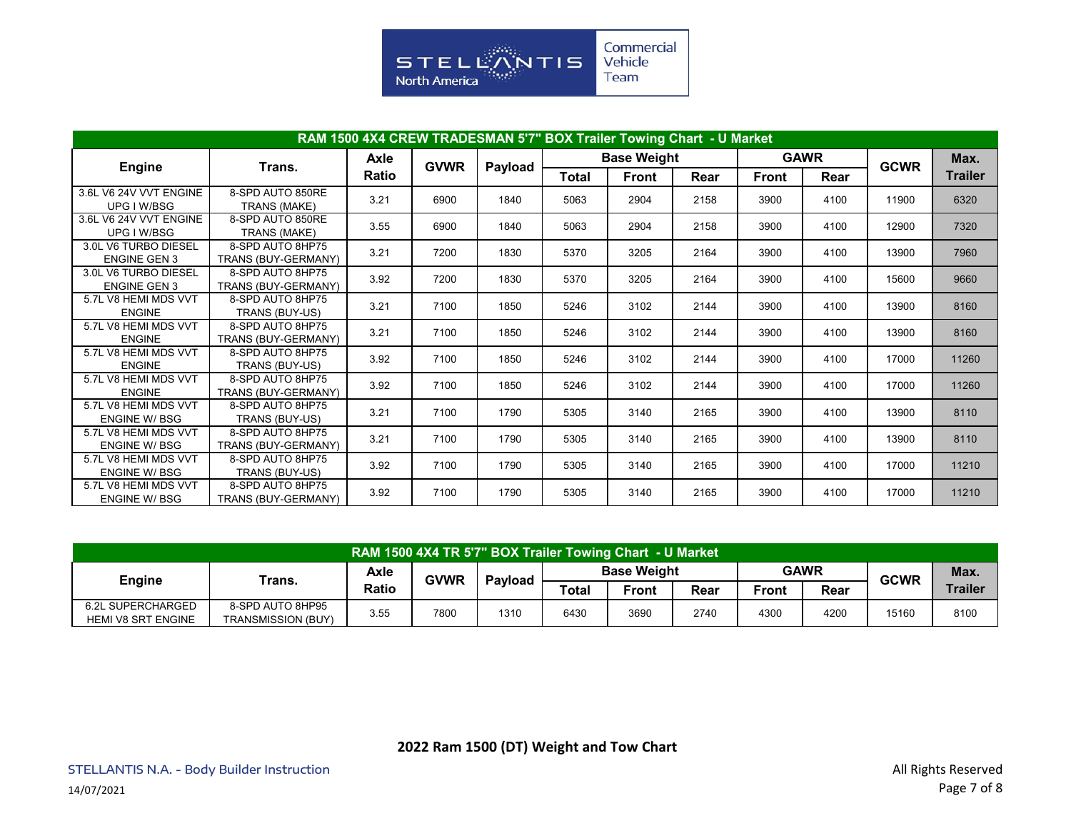Commercial Vehicle Team

## RAM 1500 4X4 CREW TRADESMAN 5'7" BOX Trailer Towing Chart - U Market

| Engine | Trans. | Axle Ratio | GVWR | Payload | Base Weight | | | GAWR | | GCWR | Max. Trailer |
|---|---|---|---|---|---|---|---|---|---|---|---|
| | | | | | Total | Front | Rear | Front | Rear | | |
| 3.6L V6 24V VVT ENGINE UPG I W/BSG | 8-SPD AUTO 850RE TRANS (MAKE) | 3.21 | 6900 | 1840 | 5063 | 2904 | 2158 | 3900 | 4100 | 11900 | 6320 |
| 3.6L V6 24V VVT ENGINE UPG I W/BSG | 8-SPD AUTO 850RE TRANS (MAKE) | 3.55 | 6900 | 1840 | 5063 | 2904 | 2158 | 3900 | 4100 | 12900 | 7320 |
| 3.0L V6 TURBO DIESEL ENGINE GEN 3 | 8-SPD AUTO 8HP75 TRANS (BUY-GERMANY) | 3.21 | 7200 | 1830 | 5370 | 3205 | 2164 | 3900 | 4100 | 13900 | 7960 |
| 3.0L V6 TURBO DIESEL ENGINE GEN 3 | 8-SPD AUTO 8HP75 TRANS (BUY-GERMANY) | 3.92 | 7200 | 1830 | 5370 | 3205 | 2164 | 3900 | 4100 | 15600 | 9660 |
| 5.7L V8 HEMI MDS VVT ENGINE | 8-SPD AUTO 8HP75 TRANS (BUY-US) | 3.21 | 7100 | 1850 | 5246 | 3102 | 2144 | 3900 | 4100 | 13900 | 8160 |
| 5.7L V8 HEMI MDS VVT ENGINE | 8-SPD AUTO 8HP75 TRANS (BUY-GERMANY) | 3.21 | 7100 | 1850 | 5246 | 3102 | 2144 | 3900 | 4100 | 13900 | 8160 |
| 5.7L V8 HEMI MDS VVT ENGINE | 8-SPD AUTO 8HP75 TRANS (BUY-US) | 3.92 | 7100 | 1850 | 5246 | 3102 | 2144 | 3900 | 4100 | 17000 | 11260 |
| 5.7L V8 HEMI MDS VVT ENGINE | 8-SPD AUTO 8HP75 TRANS (BUY-GERMANY) | 3.92 | 7100 | 1850 | 5246 | 3102 | 2144 | 3900 | 4100 | 17000 | 11260 |
| 5.7L V8 HEMI MDS VVT ENGINE W/ BSG | 8-SPD AUTO 8HP75 TRANS (BUY-US) | 3.21 | 7100 | 1790 | 5305 | 3140 | 2165 | 3900 | 4100 | 13900 | 8110 |
| 5.7L V8 HEMI MDS VVT ENGINE W/ BSG | 8-SPD AUTO 8HP75 TRANS (BUY-GERMANY) | 3.21 | 7100 | 1790 | 5305 | 3140 | 2165 | 3900 | 4100 | 13900 | 8110 |
| 5.7L V8 HEMI MDS VVT ENGINE W/ BSG | 8-SPD AUTO 8HP75 TRANS (BUY-US) | 3.92 | 7100 | 1790 | 5305 | 3140 | 2165 | 3900 | 4100 | 17000 | 11210 |
| 5.7L V8 HEMI MDS VVT ENGINE W/ BSG | 8-SPD AUTO 8HP75 TRANS (BUY-GERMANY) | 3.92 | 7100 | 1790 | 5305 | 3140 | 2165 | 3900 | 4100 | 17000 | 11210 |

## RAM 1500 4X4 TR 5'7" BOX Trailer Towing Chart - U Market

| Engine | Trans. | Axle Ratio | GVWR | Payload | Base Weight | | | GAWR | | GCWR | Max. Trailer |
|---|---|---|---|---|---|---|---|---|---|---|---|
| | | | | | Total | Front | Rear | Front | Rear | | |
| 6.2L SUPERCHARGED HEMI V8 SRT ENGINE | 8-SPD AUTO 8HP95 TRANSMISSION (BUY) | 3.55 | 7800 | 1310 | 6430 | 3690 | 2740 | 4300 | 4200 | 15160 | 8100 |

**2022 Ram 1500 (DT) Weight and Tow Chart**

STELLANTIS N.A. - Body Builder Instruction

14/07/2021

All Rights Reserved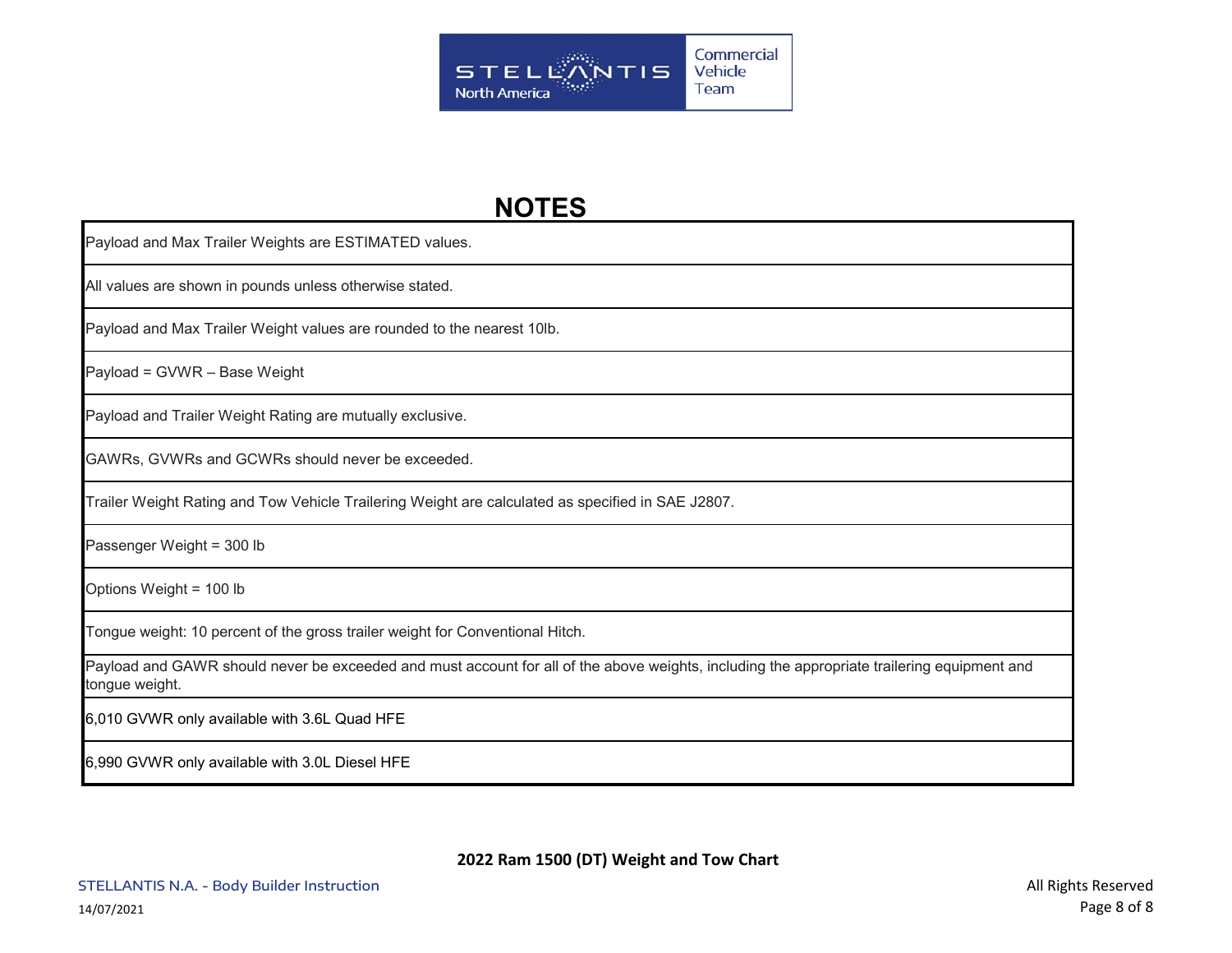# NOTES

| |
|---|
| Payload and Max Trailer Weights are ESTIMATED values. |
| All values are shown in pounds unless otherwise stated. |
| Payload and Max Trailer Weight values are rounded to the nearest 10lb. |
| Payload = GVWR – Base Weight |
| Payload and Trailer Weight Rating are mutually exclusive. |
| GAWRs, GVWRs and GCWRs should never be exceeded. |
| Trailer Weight Rating and Tow Vehicle Trailering Weight are calculated as specified in SAE J2807. |
| Passenger Weight = 300 lb |
| Options Weight = 100 lb |
| Tongue weight: 10 percent of the gross trailer weight for Conventional Hitch. |
| Payload and GAWR should never be exceeded and must account for all of the above weights, including the appropriate trailering equipment and tongue weight. |
| 6,010 GVWR only available with 3.6L Quad HFE |
| 6,990 GVWR only available with 3.0L Diesel HFE |